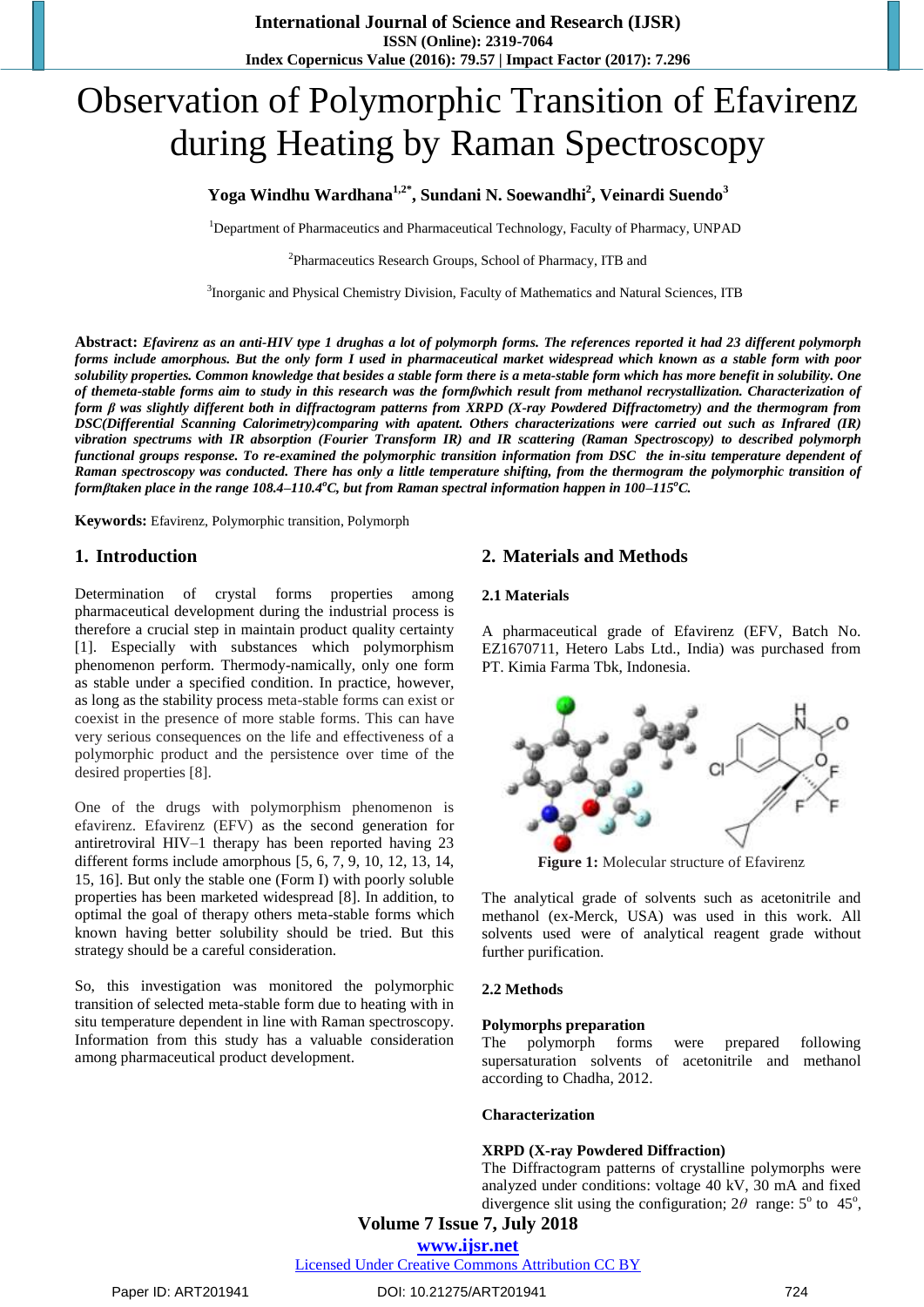# Observation of Polymorphic Transition of Efavirenz during Heating by Raman Spectroscopy

**Yoga Windhu Wardhana[1,2*], Sundani N. Soewandhi[2], Veinardi Suendo[3]**

[1]Department of Pharmaceutics and Pharmaceutical Technology, Faculty of Pharmacy, UNPAD

[2]Pharmaceutics Research Groups, School of Pharmacy, ITB and

[3]Inorganic and Physical Chemistry Division, Faculty of Mathematics and Natural Sciences, ITB

**Abstract:** ***Efavirenz as an anti-HIV type 1 drughas a lot of polymorph forms. The references reported it had 23 different polymorph forms include amorphous. But the only form I used in pharmaceutical market widespread which known as a stable form with poor solubility properties. Common knowledge that besides a stable form there is a meta-stable form which has more benefit in solubility. One of themeta-stable forms aim to study in this research was the formβwhich result from methanol recrystallization. Characterization of form β was slightly different both in diffractogram patterns from XRPD (X-ray Powdered Diffractometry) and the thermogram from DSC(Differential Scanning Calorimetry)comparing with apatent. Others characterizations were carried out such as Infrared (IR) vibration spectrums with IR absorption (Fourier Transform IR) and IR scattering (Raman Spectroscopy) to described polymorph functional groups response. To re-examined the polymorphic transition information from DSC the in-situ temperature dependent of Raman spectroscopy was conducted. There has only a little temperature shifting, from the thermogram the polymorphic transition of formβtaken place in the range 108.4–110.4°C, but from Raman spectral information happen in 100–115°C.***

**Keywords:** Efavirenz, Polymorphic transition, Polymorph

## 1. Introduction

Determination of crystal forms properties among pharmaceutical development during the industrial process is therefore a crucial step in maintain product quality certainty [1]. Especially with substances which polymorphism phenomenon perform. Thermody-namically, only one form as stable under a specified condition. In practice, however, as long as the stability process meta-stable forms can exist or coexist in the presence of more stable forms. This can have very serious consequences on the life and effectiveness of a polymorphic product and the persistence over time of the desired properties [8].

One of the drugs with polymorphism phenomenon is efavirenz. Efavirenz (EFV) as the second generation for antiretroviral HIV–1 therapy has been reported having 23 different forms include amorphous [5, 6, 7, 9, 10, 12, 13, 14, 15, 16]. But only the stable one (Form I) with poorly soluble properties has been marketed widespread [8]. In addition, to optimal the goal of therapy others meta-stable forms which known having better solubility should be tried. But this strategy should be a careful consideration.

So, this investigation was monitored the polymorphic transition of selected meta-stable form due to heating with in situ temperature dependent in line with Raman spectroscopy. Information from this study has a valuable consideration among pharmaceutical product development.

## 2. Materials and Methods

### 2.1 Materials

A pharmaceutical grade of Efavirenz (EFV, Batch No. EZ1670711, Hetero Labs Ltd., India) was purchased from PT. Kimia Farma Tbk, Indonesia.

**Figure 1:** Molecular structure of Efavirenz

The analytical grade of solvents such as acetonitrile and methanol (ex-Merck, USA) was used in this work. All solvents used were of analytical reagent grade without further purification.

### 2.2 Methods

**Polymorphs preparation**

The polymorph forms were prepared following supersaturation solvents of acetonitrile and methanol according to Chadha, 2012.

**Characterization**

**XRPD (X-ray Powdered Diffraction)**

The Diffractogram patterns of crystalline polymorphs were analyzed under conditions: voltage 40 kV, 30 mA and fixed divergence slit using the configuration; $2\theta$ range: 5° to 45°,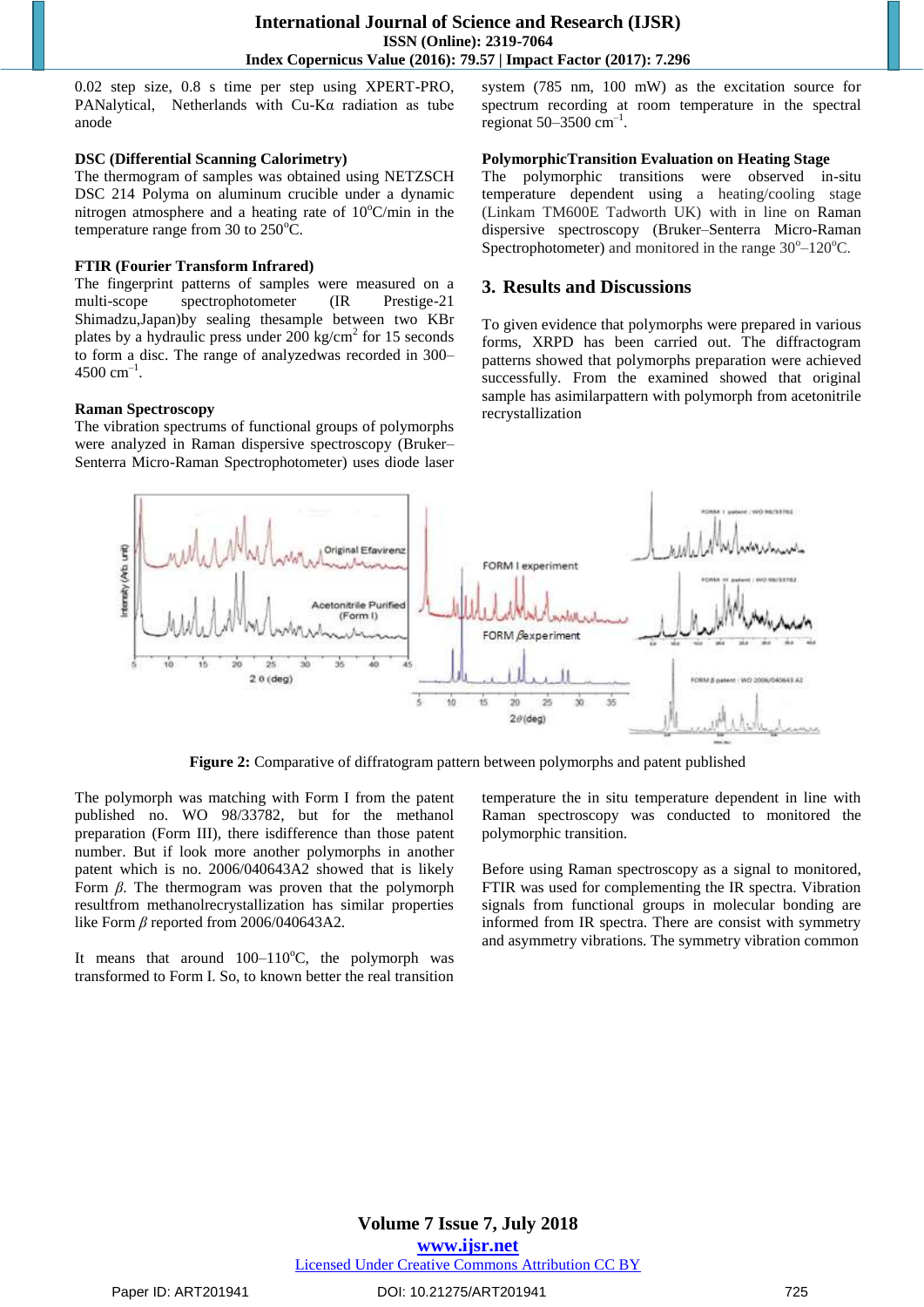0.02 step size, 0.8 s time per step using XPERT-PRO, PANalytical, Netherlands with Cu-Kα radiation as tube anode

**DSC (Differential Scanning Calorimetry)**
The thermogram of samples was obtained using NETZSCH DSC 214 Polyma on aluminum crucible under a dynamic nitrogen atmosphere and a heating rate of 10°C/min in the temperature range from 30 to 250°C.

**FTIR (Fourier Transform Infrared)**
The fingerprint patterns of samples were measured on a multi-scope spectrophotometer (IR Prestige-21 Shimadzu,Japan)by sealing thesample between two KBr plates by a hydraulic press under 200 kg/cm$^2$ for 15 seconds to form a disc. The range of analyzedwas recorded in 300–4500 cm$^{-1}$.

**Raman Spectroscopy**
The vibration spectrums of functional groups of polymorphs were analyzed in Raman dispersive spectroscopy (Bruker–Senterra Micro-Raman Spectrophotometer) uses diode laser system (785 nm, 100 mW) as the excitation source for spectrum recording at room temperature in the spectral regionat 50–3500 cm$^{-1}$.

**PolymorphicTransition Evaluation on Heating Stage**
The polymorphic transitions were observed in-situ temperature dependent using a heating/cooling stage (Linkam TM600E Tadworth UK) with in line on Raman dispersive spectroscopy (Bruker–Senterra Micro-Raman Spectrophotometer) and monitored in the range 30°–120°C.

## 3. Results and Discussions

To given evidence that polymorphs were prepared in various forms, XRPD has been carried out. The diffractogram patterns showed that polymorphs preparation were achieved successfully. From the examined showed that original sample has asimilarpattern with polymorph from acetonitrile recrystallization

**Figure 2:** Comparative of diffratogram pattern between polymorphs and patent published

The polymorph was matching with Form I from the patent published no. WO 98/33782, but for the methanol preparation (Form III), there isdifference than those patent number. But if look more another polymorphs in another patent which is no. 2006/040643A2 showed that is likely Form *β*. The thermogram was proven that the polymorph resultfrom methanolrecrystallization has similar properties like Form *β* reported from 2006/040643A2.

It means that around 100–110°C, the polymorph was transformed to Form I. So, to known better the real transition temperature the in situ temperature dependent in line with Raman spectroscopy was conducted to monitored the polymorphic transition.

Before using Raman spectroscopy as a signal to monitored, FTIR was used for complementing the IR spectra. Vibration signals from functional groups in molecular bonding are informed from IR spectra. There are consist with symmetry and asymmetry vibrations. The symmetry vibration common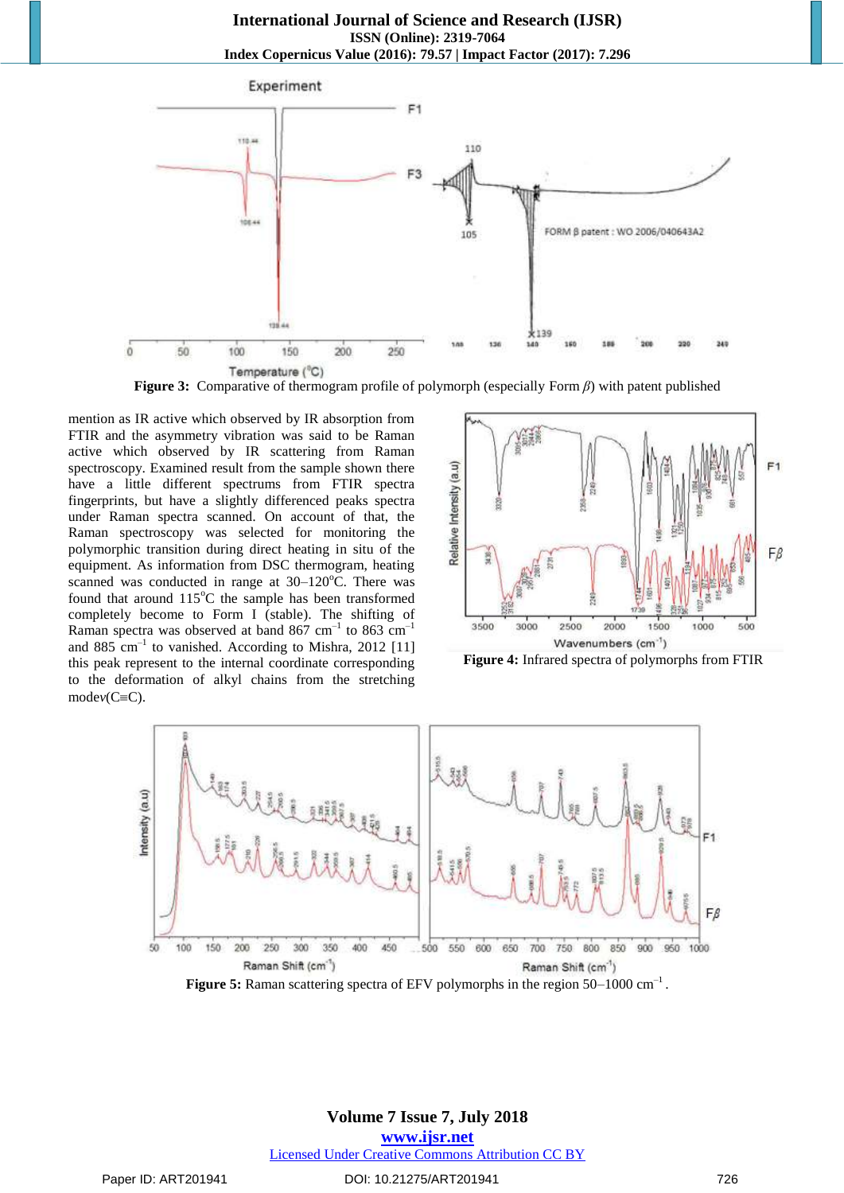**Figure 3:** Comparative of thermogram profile of polymorph (especially Form $\beta$) with patent published

mention as IR active which observed by IR absorption from FTIR and the asymmetry vibration was said to be Raman active which observed by IR scattering from Raman spectroscopy. Examined result from the sample shown there have a little different spectrums from FTIR spectra fingerprints, but have a slightly differenced peaks spectra under Raman spectra scanned. On account of that, the Raman spectroscopy was selected for monitoring the polymorphic transition during direct heating in situ of the equipment. As information from DSC thermogram, heating scanned was conducted in range at 30–120°C. There was found that around 115°C the sample has been transformed completely become to Form I (stable). The shifting of Raman spectra was observed at band 867 $cm^{-1}$ to 863 $cm^{-1}$ and 885 $cm^{-1}$ to vanished. According to Mishra, 2012 [11] this peak represent to the internal coordinate corresponding to the deformation of alkyl chains from the stretching mode$\nu$(C≡C).

**Figure 4:** Infrared spectra of polymorphs from FTIR

**Figure 5:** Raman scattering spectra of EFV polymorphs in the region 50–1000 $cm^{-1}$ .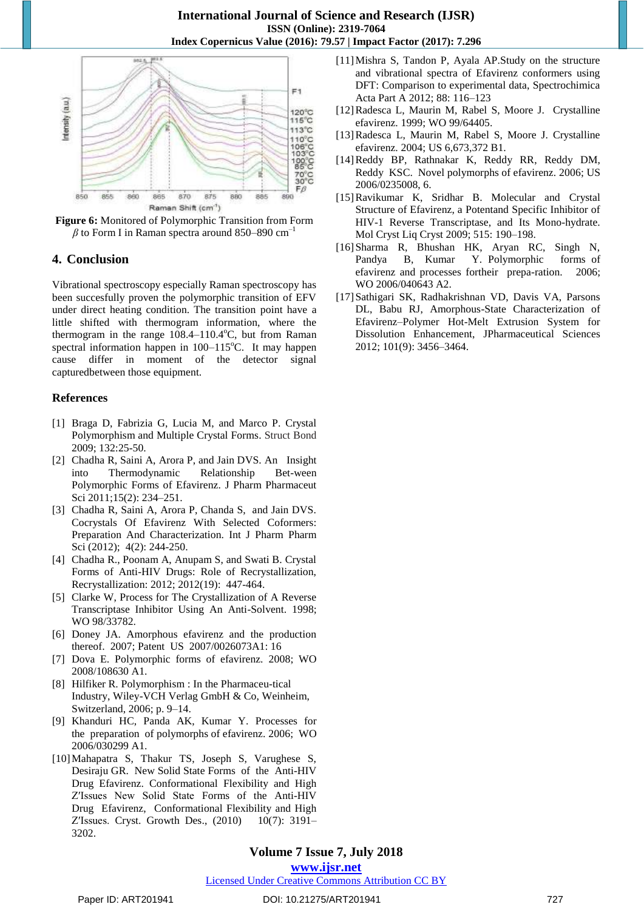Intensity (a.u.)

F1

120°C
115°C
113°C
110°C
106°C
103°C
100°C
85°C
70°C
30°C
Fβ

850 855 860 865 870 875 880 885 890

Raman Shift (cm⁻¹)

**Figure 6:** Monitored of Polymorphic Transition from Form $\beta$ to Form I in Raman spectra around 850–890 $cm^{-1}$

## 4. Conclusion

Vibrational spectroscopy especially Raman spectroscopy has been succesfully proven the polymorphic transition of EFV under direct heating condition. The transition point have a little shifted with thermogram information, where the thermogram in the range 108.4–110.4°C, but from Raman spectral information happen in 100–115°C. It may happen cause differ in moment of the detector signal capturedbetween those equipment.

## References

[1] Braga D, Fabrizia G, Lucia M, and Marco P. Crystal Polymorphism and Multiple Crystal Forms. Struct Bond 2009; 132:25-50.

[2] Chadha R, Saini A, Arora P, and Jain DVS. An Insight into Thermodynamic Relationship Bet-ween Polymorphic Forms of Efavirenz. J Pharm Pharmaceut Sci 2011;15(2): 234–251.

[3] Chadha R, Saini A, Arora P, Chanda S, and Jain DVS. Cocrystals Of Efavirenz With Selected Coformers: Preparation And Characterization. Int J Pharm Pharm Sci (2012); 4(2): 244-250.

[4] Chadha R., Poonam A, Anupam S, and Swati B. Crystal Forms of Anti-HIV Drugs: Role of Recrystallization, Recrystallization: 2012; 2012(19): 447-464.

[5] Clarke W, Process for The Crystallization of A Reverse Transcriptase Inhibitor Using An Anti-Solvent. 1998; WO 98/33782.

[6] Doney JA. Amorphous efavirenz and the production thereof. 2007; Patent US 2007/0026073A1: 16

[7] Dova E. Polymorphic forms of efavirenz. 2008; WO 2008/108630 A1.

[8] Hilfiker R. Polymorphism : In the Pharmaceu-tical Industry, Wiley-VCH Verlag GmbH & Co, Weinheim, Switzerland, 2006; p. 9–14.

[9] Khanduri HC, Panda AK, Kumar Y. Processes for the preparation of polymorphs of efavirenz. 2006; WO 2006/030299 A1.

[10] Mahapatra S, Thakur TS, Joseph S, Varughese S, Desiraju GR. New Solid State Forms of the Anti-HIV Drug Efavirenz. Conformational Flexibility and High Z′Issues New Solid State Forms of the Anti-HIV Drug Efavirenz, Conformational Flexibility and High Z′Issues. Cryst. Growth Des., (2010) 10(7): 3191–3202.

[11] Mishra S, Tandon P, Ayala AP.Study on the structure and vibrational spectra of Efavirenz conformers using DFT: Comparison to experimental data, Spectrochimica Acta Part A 2012; 88: 116–123

[12] Radesca L, Maurin M, Rabel S, Moore J. Crystalline efavirenz. 1999; WO 99/64405.

[13] Radesca L, Maurin M, Rabel S, Moore J. Crystalline efavirenz. 2004; US 6,673,372 B1.

[14] Reddy BP, Rathnakar K, Reddy RR, Reddy DM, Reddy KSC. Novel polymorphs of efavirenz. 2006; US 2006/0235008, 6.

[15] Ravikumar K, Sridhar B. Molecular and Crystal Structure of Efavirenz, a Potentand Specific Inhibitor of HIV-1 Reverse Transcriptase, and Its Mono-hydrate. Mol Cryst Liq Cryst 2009; 515: 190–198.

[16] Sharma R, Bhushan HK, Aryan RC, Singh N, Pandya B, Kumar Y. Polymorphic forms of efavirenz and processes fortheir prepa-ration. 2006; WO 2006/040643 A2.

[17] Sathigari SK, Radhakrishnan VD, Davis VA, Parsons DL, Babu RJ, Amorphous-State Characterization of Efavirenz–Polymer Hot-Melt Extrusion System for Dissolution Enhancement, JPharmaceutical Sciences 2012; 101(9): 3456–3464.